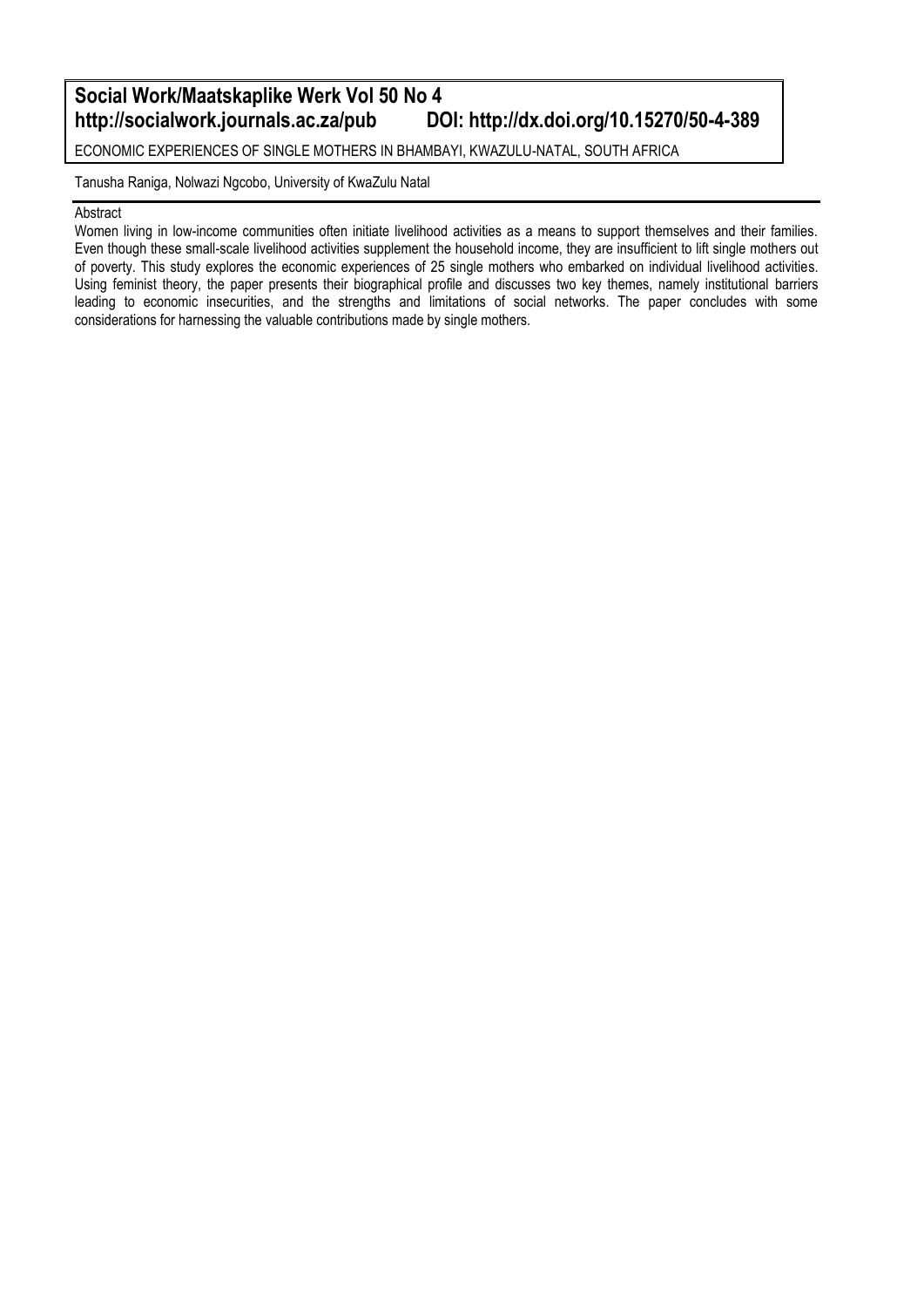**Social Work/Maatskaplike Werk Vol 50 No 4**
**http://socialwork.journals.ac.za/pub DOI: http://dx.doi.org/10.15270/50-4-389**

# ECONOMIC EXPERIENCES OF SINGLE MOTHERS IN BHAMBAYI, KWAZULU-NATAL, SOUTH AFRICA

Tanusha Raniga, Nolwazi Ngcobo, University of KwaZulu Natal

## Abstract

Women living in low-income communities often initiate livelihood activities as a means to support themselves and their families. Even though these small-scale livelihood activities supplement the household income, they are insufficient to lift single mothers out of poverty. This study explores the economic experiences of 25 single mothers who embarked on individual livelihood activities. Using feminist theory, the paper presents their biographical profile and discusses two key themes, namely institutional barriers leading to economic insecurities, and the strengths and limitations of social networks. The paper concludes with some considerations for harnessing the valuable contributions made by single mothers.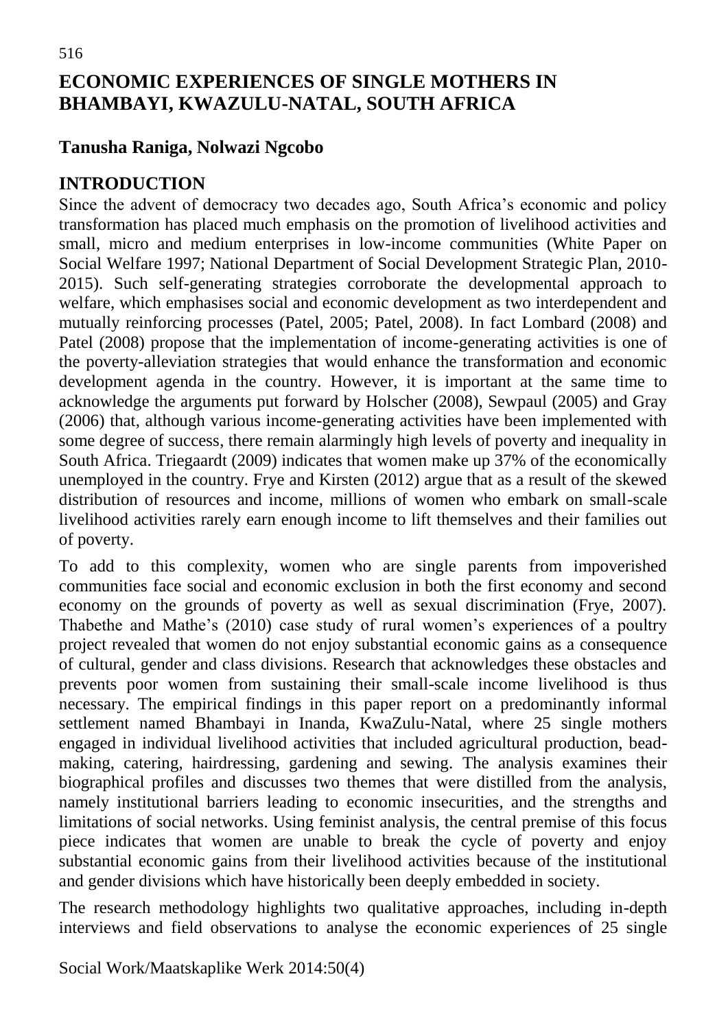# ECONOMIC EXPERIENCES OF SINGLE MOTHERS IN BHAMBAYI, KWAZULU-NATAL, SOUTH AFRICA

## Tanusha Raniga, Nolwazi Ngcobo

## INTRODUCTION

Since the advent of democracy two decades ago, South Africa's economic and policy transformation has placed much emphasis on the promotion of livelihood activities and small, micro and medium enterprises in low-income communities (White Paper on Social Welfare 1997; National Department of Social Development Strategic Plan, 2010-2015). Such self-generating strategies corroborate the developmental approach to welfare, which emphasises social and economic development as two interdependent and mutually reinforcing processes (Patel, 2005; Patel, 2008). In fact Lombard (2008) and Patel (2008) propose that the implementation of income-generating activities is one of the poverty-alleviation strategies that would enhance the transformation and economic development agenda in the country. However, it is important at the same time to acknowledge the arguments put forward by Holscher (2008), Sewpaul (2005) and Gray (2006) that, although various income-generating activities have been implemented with some degree of success, there remain alarmingly high levels of poverty and inequality in South Africa. Triegaardt (2009) indicates that women make up 37% of the economically unemployed in the country. Frye and Kirsten (2012) argue that as a result of the skewed distribution of resources and income, millions of women who embark on small-scale livelihood activities rarely earn enough income to lift themselves and their families out of poverty.

To add to this complexity, women who are single parents from impoverished communities face social and economic exclusion in both the first economy and second economy on the grounds of poverty as well as sexual discrimination (Frye, 2007). Thabethe and Mathe's (2010) case study of rural women's experiences of a poultry project revealed that women do not enjoy substantial economic gains as a consequence of cultural, gender and class divisions. Research that acknowledges these obstacles and prevents poor women from sustaining their small-scale income livelihood is thus necessary. The empirical findings in this paper report on a predominantly informal settlement named Bhambayi in Inanda, KwaZulu-Natal, where 25 single mothers engaged in individual livelihood activities that included agricultural production, bead-making, catering, hairdressing, gardening and sewing. The analysis examines their biographical profiles and discusses two themes that were distilled from the analysis, namely institutional barriers leading to economic insecurities, and the strengths and limitations of social networks. Using feminist analysis, the central premise of this focus piece indicates that women are unable to break the cycle of poverty and enjoy substantial economic gains from their livelihood activities because of the institutional and gender divisions which have historically been deeply embedded in society.

The research methodology highlights two qualitative approaches, including in-depth interviews and field observations to analyse the economic experiences of 25 single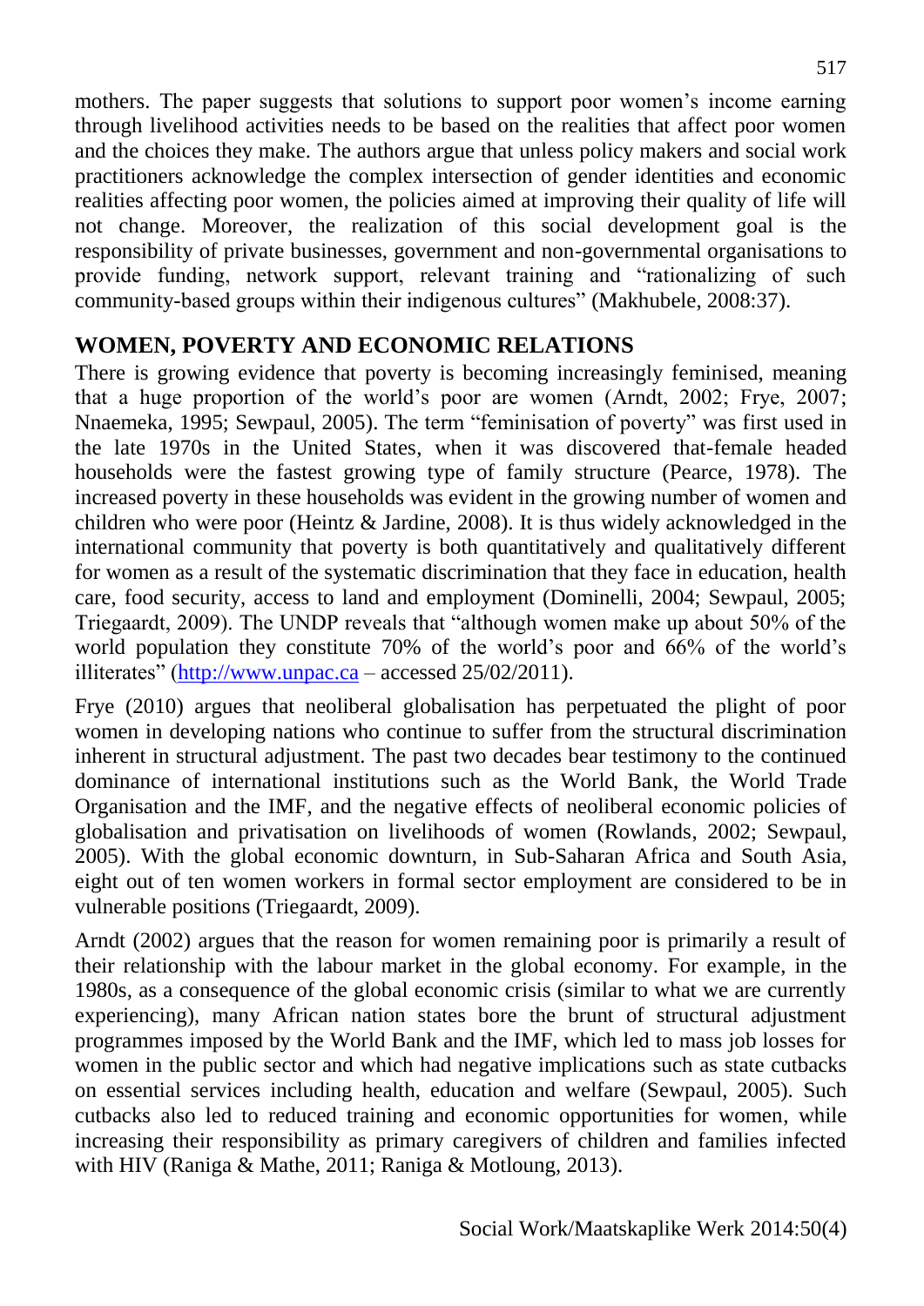mothers. The paper suggests that solutions to support poor women's income earning through livelihood activities needs to be based on the realities that affect poor women and the choices they make. The authors argue that unless policy makers and social work practitioners acknowledge the complex intersection of gender identities and economic realities affecting poor women, the policies aimed at improving their quality of life will not change. Moreover, the realization of this social development goal is the responsibility of private businesses, government and non-governmental organisations to provide funding, network support, relevant training and "rationalizing of such community-based groups within their indigenous cultures" (Makhubele, 2008:37).

## WOMEN, POVERTY AND ECONOMIC RELATIONS

There is growing evidence that poverty is becoming increasingly feminised, meaning that a huge proportion of the world's poor are women (Arndt, 2002; Frye, 2007; Nnaemeka, 1995; Sewpaul, 2005). The term "feminisation of poverty" was first used in the late 1970s in the United States, when it was discovered that-female headed households were the fastest growing type of family structure (Pearce, 1978). The increased poverty in these households was evident in the growing number of women and children who were poor (Heintz & Jardine, 2008). It is thus widely acknowledged in the international community that poverty is both quantitatively and qualitatively different for women as a result of the systematic discrimination that they face in education, health care, food security, access to land and employment (Dominelli, 2004; Sewpaul, 2005; Triegaardt, 2009). The UNDP reveals that "although women make up about 50% of the world population they constitute 70% of the world's poor and 66% of the world's illiterates" (http://www.unpac.ca – accessed 25/02/2011).

Frye (2010) argues that neoliberal globalisation has perpetuated the plight of poor women in developing nations who continue to suffer from the structural discrimination inherent in structural adjustment. The past two decades bear testimony to the continued dominance of international institutions such as the World Bank, the World Trade Organisation and the IMF, and the negative effects of neoliberal economic policies of globalisation and privatisation on livelihoods of women (Rowlands, 2002; Sewpaul, 2005). With the global economic downturn, in Sub-Saharan Africa and South Asia, eight out of ten women workers in formal sector employment are considered to be in vulnerable positions (Triegaardt, 2009).

Arndt (2002) argues that the reason for women remaining poor is primarily a result of their relationship with the labour market in the global economy. For example, in the 1980s, as a consequence of the global economic crisis (similar to what we are currently experiencing), many African nation states bore the brunt of structural adjustment programmes imposed by the World Bank and the IMF, which led to mass job losses for women in the public sector and which had negative implications such as state cutbacks on essential services including health, education and welfare (Sewpaul, 2005). Such cutbacks also led to reduced training and economic opportunities for women, while increasing their responsibility as primary caregivers of children and families infected with HIV (Raniga & Mathe, 2011; Raniga & Motloung, 2013).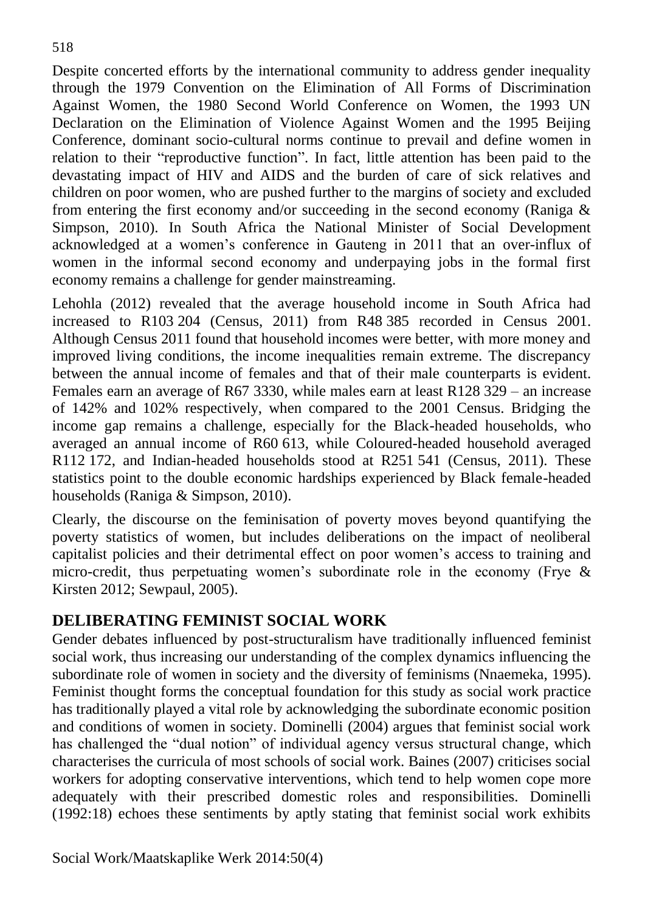Despite concerted efforts by the international community to address gender inequality through the 1979 Convention on the Elimination of All Forms of Discrimination Against Women, the 1980 Second World Conference on Women, the 1993 UN Declaration on the Elimination of Violence Against Women and the 1995 Beijing Conference, dominant socio-cultural norms continue to prevail and define women in relation to their "reproductive function". In fact, little attention has been paid to the devastating impact of HIV and AIDS and the burden of care of sick relatives and children on poor women, who are pushed further to the margins of society and excluded from entering the first economy and/or succeeding in the second economy (Raniga & Simpson, 2010). In South Africa the National Minister of Social Development acknowledged at a women's conference in Gauteng in 2011 that an over-influx of women in the informal second economy and underpaying jobs in the formal first economy remains a challenge for gender mainstreaming.

Lehohla (2012) revealed that the average household income in South Africa had increased to R103 204 (Census, 2011) from R48 385 recorded in Census 2001. Although Census 2011 found that household incomes were better, with more money and improved living conditions, the income inequalities remain extreme. The discrepancy between the annual income of females and that of their male counterparts is evident. Females earn an average of R67 3330, while males earn at least R128 329 – an increase of 142% and 102% respectively, when compared to the 2001 Census. Bridging the income gap remains a challenge, especially for the Black-headed households, who averaged an annual income of R60 613, while Coloured-headed household averaged R112 172, and Indian-headed households stood at R251 541 (Census, 2011). These statistics point to the double economic hardships experienced by Black female-headed households (Raniga & Simpson, 2010).

Clearly, the discourse on the feminisation of poverty moves beyond quantifying the poverty statistics of women, but includes deliberations on the impact of neoliberal capitalist policies and their detrimental effect on poor women's access to training and micro-credit, thus perpetuating women's subordinate role in the economy (Frye & Kirsten 2012; Sewpaul, 2005).

## DELIBERATING FEMINIST SOCIAL WORK

Gender debates influenced by post-structuralism have traditionally influenced feminist social work, thus increasing our understanding of the complex dynamics influencing the subordinate role of women in society and the diversity of feminisms (Nnaemeka, 1995). Feminist thought forms the conceptual foundation for this study as social work practice has traditionally played a vital role by acknowledging the subordinate economic position and conditions of women in society. Dominelli (2004) argues that feminist social work has challenged the "dual notion" of individual agency versus structural change, which characterises the curricula of most schools of social work. Baines (2007) criticises social workers for adopting conservative interventions, which tend to help women cope more adequately with their prescribed domestic roles and responsibilities. Dominelli (1992:18) echoes these sentiments by aptly stating that feminist social work exhibits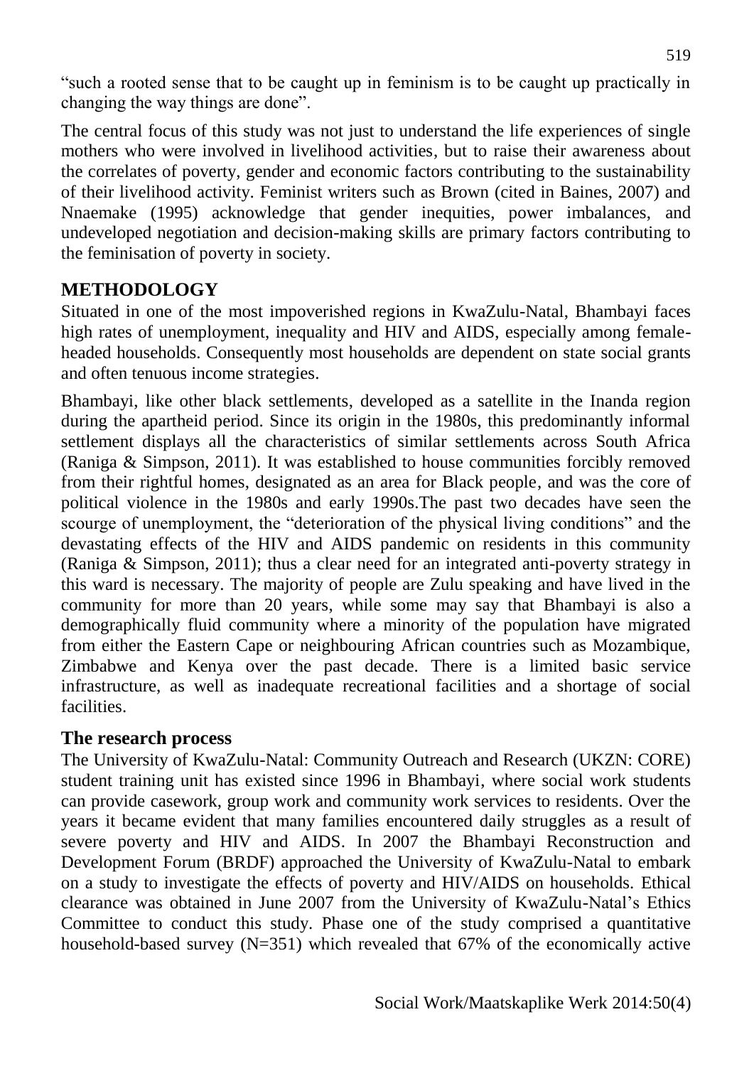"such a rooted sense that to be caught up in feminism is to be caught up practically in changing the way things are done".

The central focus of this study was not just to understand the life experiences of single mothers who were involved in livelihood activities, but to raise their awareness about the correlates of poverty, gender and economic factors contributing to the sustainability of their livelihood activity. Feminist writers such as Brown (cited in Baines, 2007) and Nnaemake (1995) acknowledge that gender inequities, power imbalances, and undeveloped negotiation and decision-making skills are primary factors contributing to the feminisation of poverty in society.

## METHODOLOGY

Situated in one of the most impoverished regions in KwaZulu-Natal, Bhambayi faces high rates of unemployment, inequality and HIV and AIDS, especially among female-headed households. Consequently most households are dependent on state social grants and often tenuous income strategies.

Bhambayi, like other black settlements, developed as a satellite in the Inanda region during the apartheid period. Since its origin in the 1980s, this predominantly informal settlement displays all the characteristics of similar settlements across South Africa (Raniga & Simpson, 2011). It was established to house communities forcibly removed from their rightful homes, designated as an area for Black people, and was the core of political violence in the 1980s and early 1990s.The past two decades have seen the scourge of unemployment, the "deterioration of the physical living conditions" and the devastating effects of the HIV and AIDS pandemic on residents in this community (Raniga & Simpson, 2011); thus a clear need for an integrated anti-poverty strategy in this ward is necessary. The majority of people are Zulu speaking and have lived in the community for more than 20 years, while some may say that Bhambayi is also a demographically fluid community where a minority of the population have migrated from either the Eastern Cape or neighbouring African countries such as Mozambique, Zimbabwe and Kenya over the past decade. There is a limited basic service infrastructure, as well as inadequate recreational facilities and a shortage of social facilities.

### The research process

The University of KwaZulu-Natal: Community Outreach and Research (UKZN: CORE) student training unit has existed since 1996 in Bhambayi, where social work students can provide casework, group work and community work services to residents. Over the years it became evident that many families encountered daily struggles as a result of severe poverty and HIV and AIDS. In 2007 the Bhambayi Reconstruction and Development Forum (BRDF) approached the University of KwaZulu-Natal to embark on a study to investigate the effects of poverty and HIV/AIDS on households. Ethical clearance was obtained in June 2007 from the University of KwaZulu-Natal's Ethics Committee to conduct this study. Phase one of the study comprised a quantitative household-based survey (N=351) which revealed that 67% of the economically active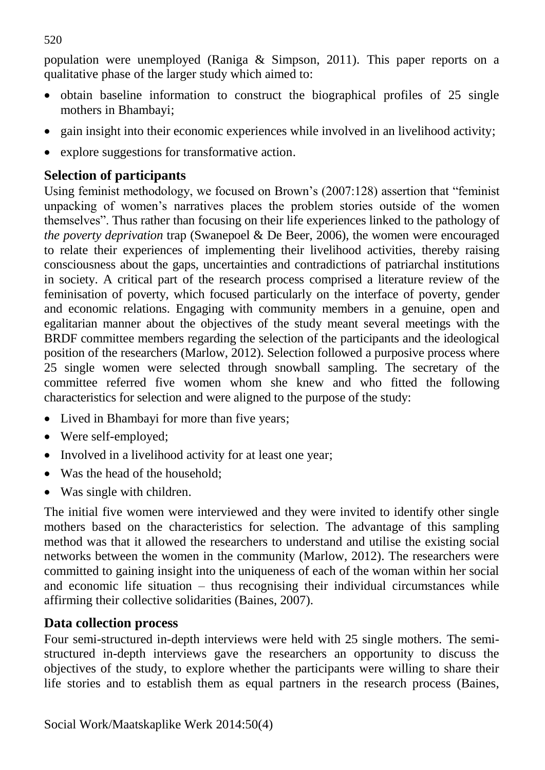population were unemployed (Raniga & Simpson, 2011). This paper reports on a qualitative phase of the larger study which aimed to:

- obtain baseline information to construct the biographical profiles of 25 single mothers in Bhambayi;
- gain insight into their economic experiences while involved in an livelihood activity;
- explore suggestions for transformative action.

## Selection of participants

Using feminist methodology, we focused on Brown's (2007:128) assertion that "feminist unpacking of women's narratives places the problem stories outside of the women themselves". Thus rather than focusing on their life experiences linked to the pathology of *the poverty deprivation* trap (Swanepoel & De Beer, 2006), the women were encouraged to relate their experiences of implementing their livelihood activities, thereby raising consciousness about the gaps, uncertainties and contradictions of patriarchal institutions in society. A critical part of the research process comprised a literature review of the feminisation of poverty, which focused particularly on the interface of poverty, gender and economic relations. Engaging with community members in a genuine, open and egalitarian manner about the objectives of the study meant several meetings with the BRDF committee members regarding the selection of the participants and the ideological position of the researchers (Marlow, 2012). Selection followed a purposive process where 25 single women were selected through snowball sampling. The secretary of the committee referred five women whom she knew and who fitted the following characteristics for selection and were aligned to the purpose of the study:

- Lived in Bhambayi for more than five years;
- Were self-employed;
- Involved in a livelihood activity for at least one year;
- Was the head of the household;
- Was single with children.

The initial five women were interviewed and they were invited to identify other single mothers based on the characteristics for selection. The advantage of this sampling method was that it allowed the researchers to understand and utilise the existing social networks between the women in the community (Marlow, 2012). The researchers were committed to gaining insight into the uniqueness of each of the woman within her social and economic life situation – thus recognising their individual circumstances while affirming their collective solidarities (Baines, 2007).

## Data collection process

Four semi-structured in-depth interviews were held with 25 single mothers. The semi-structured in-depth interviews gave the researchers an opportunity to discuss the objectives of the study, to explore whether the participants were willing to share their life stories and to establish them as equal partners in the research process (Baines,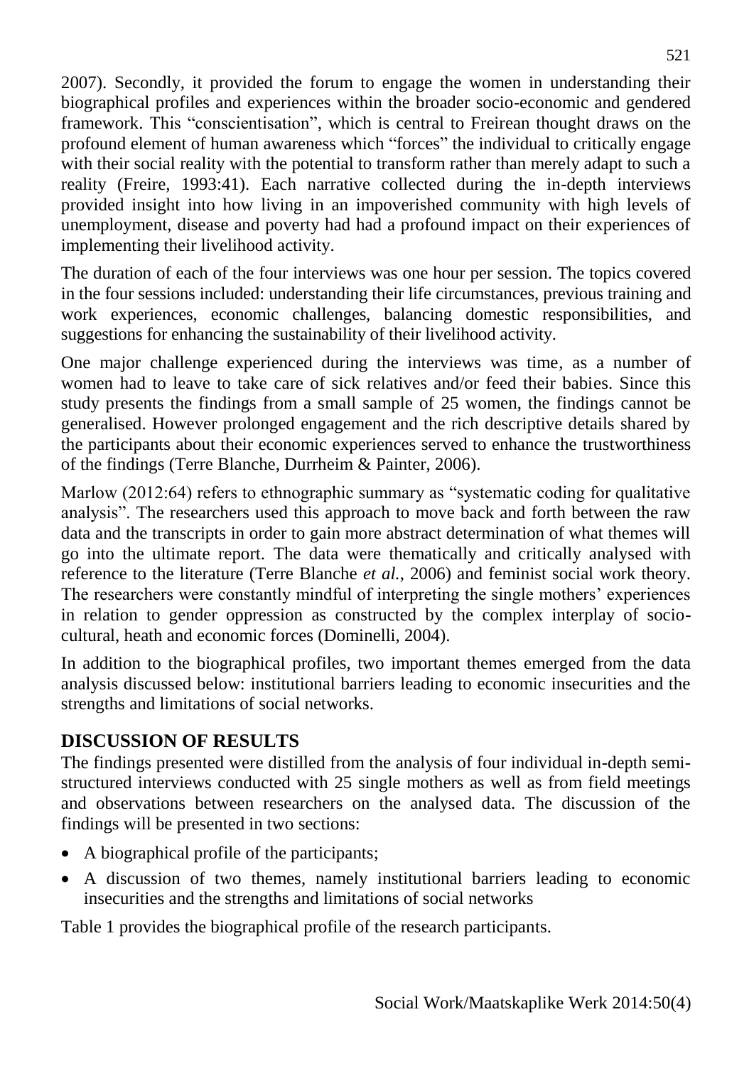2007). Secondly, it provided the forum to engage the women in understanding their biographical profiles and experiences within the broader socio-economic and gendered framework. This "conscientisation", which is central to Freirean thought draws on the profound element of human awareness which "forces" the individual to critically engage with their social reality with the potential to transform rather than merely adapt to such a reality (Freire, 1993:41). Each narrative collected during the in-depth interviews provided insight into how living in an impoverished community with high levels of unemployment, disease and poverty had had a profound impact on their experiences of implementing their livelihood activity.

The duration of each of the four interviews was one hour per session. The topics covered in the four sessions included: understanding their life circumstances, previous training and work experiences, economic challenges, balancing domestic responsibilities, and suggestions for enhancing the sustainability of their livelihood activity.

One major challenge experienced during the interviews was time, as a number of women had to leave to take care of sick relatives and/or feed their babies. Since this study presents the findings from a small sample of 25 women, the findings cannot be generalised. However prolonged engagement and the rich descriptive details shared by the participants about their economic experiences served to enhance the trustworthiness of the findings (Terre Blanche, Durrheim & Painter, 2006).

Marlow (2012:64) refers to ethnographic summary as "systematic coding for qualitative analysis". The researchers used this approach to move back and forth between the raw data and the transcripts in order to gain more abstract determination of what themes will go into the ultimate report. The data were thematically and critically analysed with reference to the literature (Terre Blanche *et al.*, 2006) and feminist social work theory. The researchers were constantly mindful of interpreting the single mothers' experiences in relation to gender oppression as constructed by the complex interplay of socio-cultural, heath and economic forces (Dominelli, 2004).

In addition to the biographical profiles, two important themes emerged from the data analysis discussed below: institutional barriers leading to economic insecurities and the strengths and limitations of social networks.

## DISCUSSION OF RESULTS

The findings presented were distilled from the analysis of four individual in-depth semi-structured interviews conducted with 25 single mothers as well as from field meetings and observations between researchers on the analysed data. The discussion of the findings will be presented in two sections:

- A biographical profile of the participants;
- A discussion of two themes, namely institutional barriers leading to economic insecurities and the strengths and limitations of social networks

Table 1 provides the biographical profile of the research participants.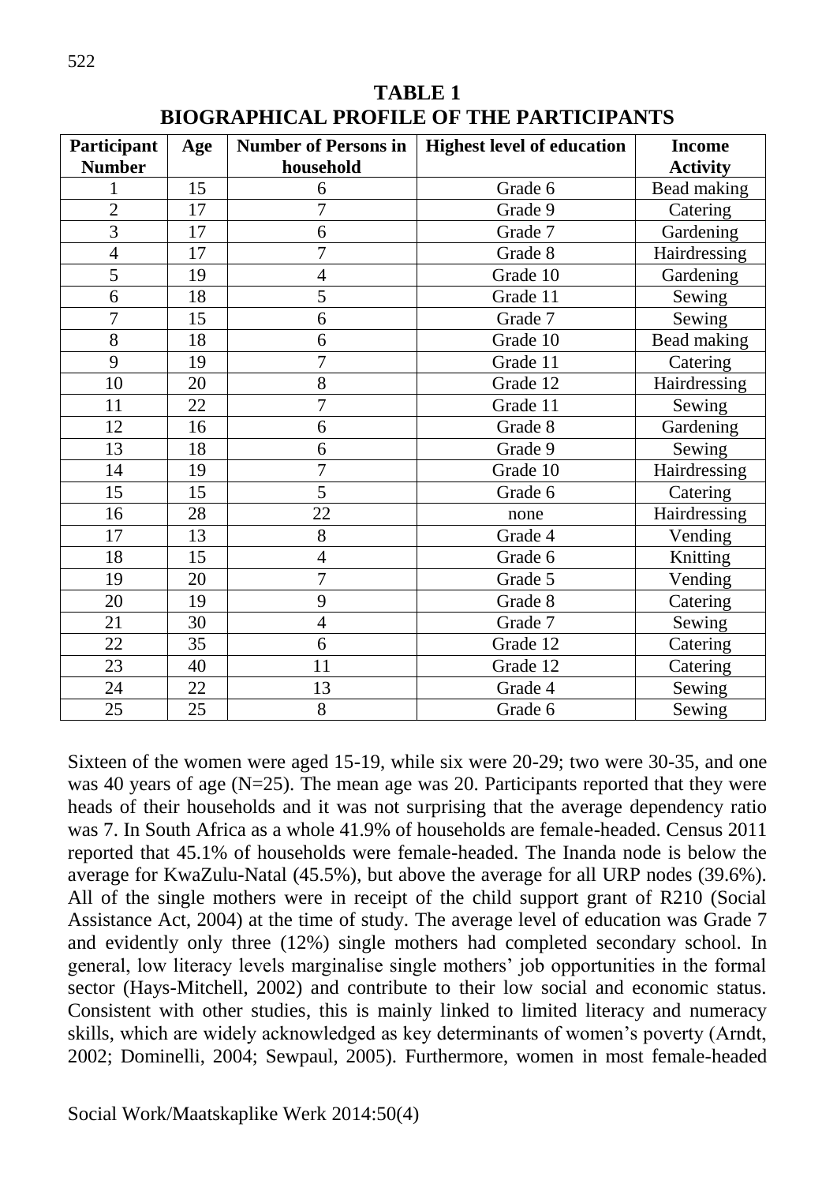**TABLE 1**
**BIOGRAPHICAL PROFILE OF THE PARTICIPANTS**

| Participant Number | Age | Number of Persons in household | Highest level of education | Income Activity |
|---|---|---|---|---|
| 1 | 15 | 6 | Grade 6 | Bead making |
| 2 | 17 | 7 | Grade 9 | Catering |
| 3 | 17 | 6 | Grade 7 | Gardening |
| 4 | 17 | 7 | Grade 8 | Hairdressing |
| 5 | 19 | 4 | Grade 10 | Gardening |
| 6 | 18 | 5 | Grade 11 | Sewing |
| 7 | 15 | 6 | Grade 7 | Sewing |
| 8 | 18 | 6 | Grade 10 | Bead making |
| 9 | 19 | 7 | Grade 11 | Catering |
| 10 | 20 | 8 | Grade 12 | Hairdressing |
| 11 | 22 | 7 | Grade 11 | Sewing |
| 12 | 16 | 6 | Grade 8 | Gardening |
| 13 | 18 | 6 | Grade 9 | Sewing |
| 14 | 19 | 7 | Grade 10 | Hairdressing |
| 15 | 15 | 5 | Grade 6 | Catering |
| 16 | 28 | 22 | none | Hairdressing |
| 17 | 13 | 8 | Grade 4 | Vending |
| 18 | 15 | 4 | Grade 6 | Knitting |
| 19 | 20 | 7 | Grade 5 | Vending |
| 20 | 19 | 9 | Grade 8 | Catering |
| 21 | 30 | 4 | Grade 7 | Sewing |
| 22 | 35 | 6 | Grade 12 | Catering |
| 23 | 40 | 11 | Grade 12 | Catering |
| 24 | 22 | 13 | Grade 4 | Sewing |
| 25 | 25 | 8 | Grade 6 | Sewing |

Sixteen of the women were aged 15-19, while six were 20-29; two were 30-35, and one was 40 years of age (N=25). The mean age was 20. Participants reported that they were heads of their households and it was not surprising that the average dependency ratio was 7. In South Africa as a whole 41.9% of households are female-headed. Census 2011 reported that 45.1% of households were female-headed. The Inanda node is below the average for KwaZulu-Natal (45.5%), but above the average for all URP nodes (39.6%). All of the single mothers were in receipt of the child support grant of R210 (Social Assistance Act, 2004) at the time of study. The average level of education was Grade 7 and evidently only three (12%) single mothers had completed secondary school. In general, low literacy levels marginalise single mothers' job opportunities in the formal sector (Hays-Mitchell, 2002) and contribute to their low social and economic status. Consistent with other studies, this is mainly linked to limited literacy and numeracy skills, which are widely acknowledged as key determinants of women's poverty (Arndt, 2002; Dominelli, 2004; Sewpaul, 2005). Furthermore, women in most female-headed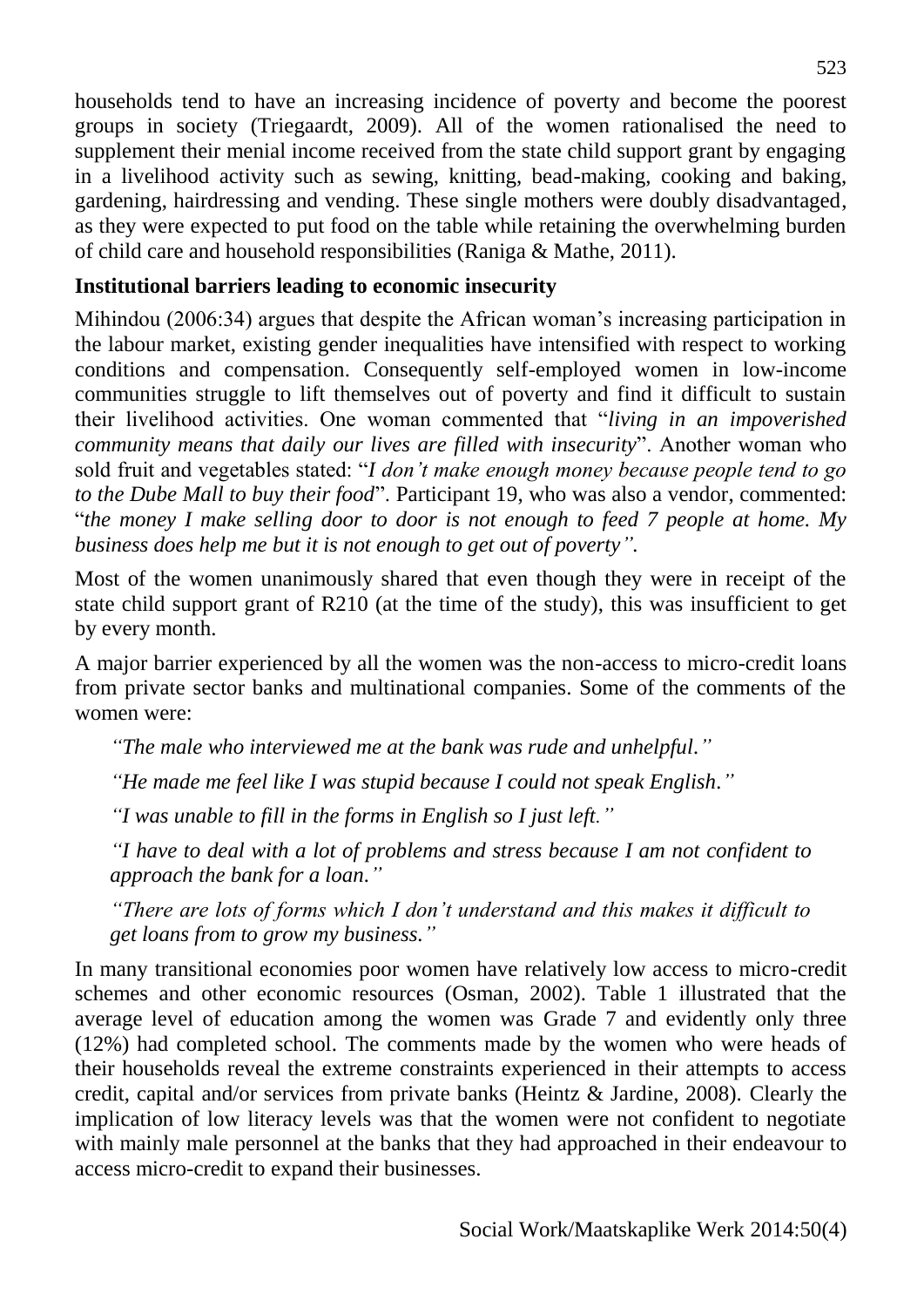households tend to have an increasing incidence of poverty and become the poorest groups in society (Triegaardt, 2009). All of the women rationalised the need to supplement their menial income received from the state child support grant by engaging in a livelihood activity such as sewing, knitting, bead-making, cooking and baking, gardening, hairdressing and vending. These single mothers were doubly disadvantaged, as they were expected to put food on the table while retaining the overwhelming burden of child care and household responsibilities (Raniga & Mathe, 2011).

**Institutional barriers leading to economic insecurity**

Mihindou (2006:34) argues that despite the African woman's increasing participation in the labour market, existing gender inequalities have intensified with respect to working conditions and compensation. Consequently self-employed women in low-income communities struggle to lift themselves out of poverty and find it difficult to sustain their livelihood activities. One woman commented that "*living in an impoverished community means that daily our lives are filled with insecurity*". Another woman who sold fruit and vegetables stated: "*I don't make enough money because people tend to go to the Dube Mall to buy their food*". Participant 19, who was also a vendor, commented: "*the money I make selling door to door is not enough to feed 7 people at home. My business does help me but it is not enough to get out of poverty".*

Most of the women unanimously shared that even though they were in receipt of the state child support grant of R210 (at the time of the study), this was insufficient to get by every month.

A major barrier experienced by all the women was the non-access to micro-credit loans from private sector banks and multinational companies. Some of the comments of the women were:

> *"The male who interviewed me at the bank was rude and unhelpful."*
>
> *"He made me feel like I was stupid because I could not speak English."*
>
> *"I was unable to fill in the forms in English so I just left."*
>
> *"I have to deal with a lot of problems and stress because I am not confident to approach the bank for a loan."*
>
> *"There are lots of forms which I don't understand and this makes it difficult to get loans from to grow my business."*

In many transitional economies poor women have relatively low access to micro-credit schemes and other economic resources (Osman, 2002). Table 1 illustrated that the average level of education among the women was Grade 7 and evidently only three (12%) had completed school. The comments made by the women who were heads of their households reveal the extreme constraints experienced in their attempts to access credit, capital and/or services from private banks (Heintz & Jardine, 2008). Clearly the implication of low literacy levels was that the women were not confident to negotiate with mainly male personnel at the banks that they had approached in their endeavour to access micro-credit to expand their businesses.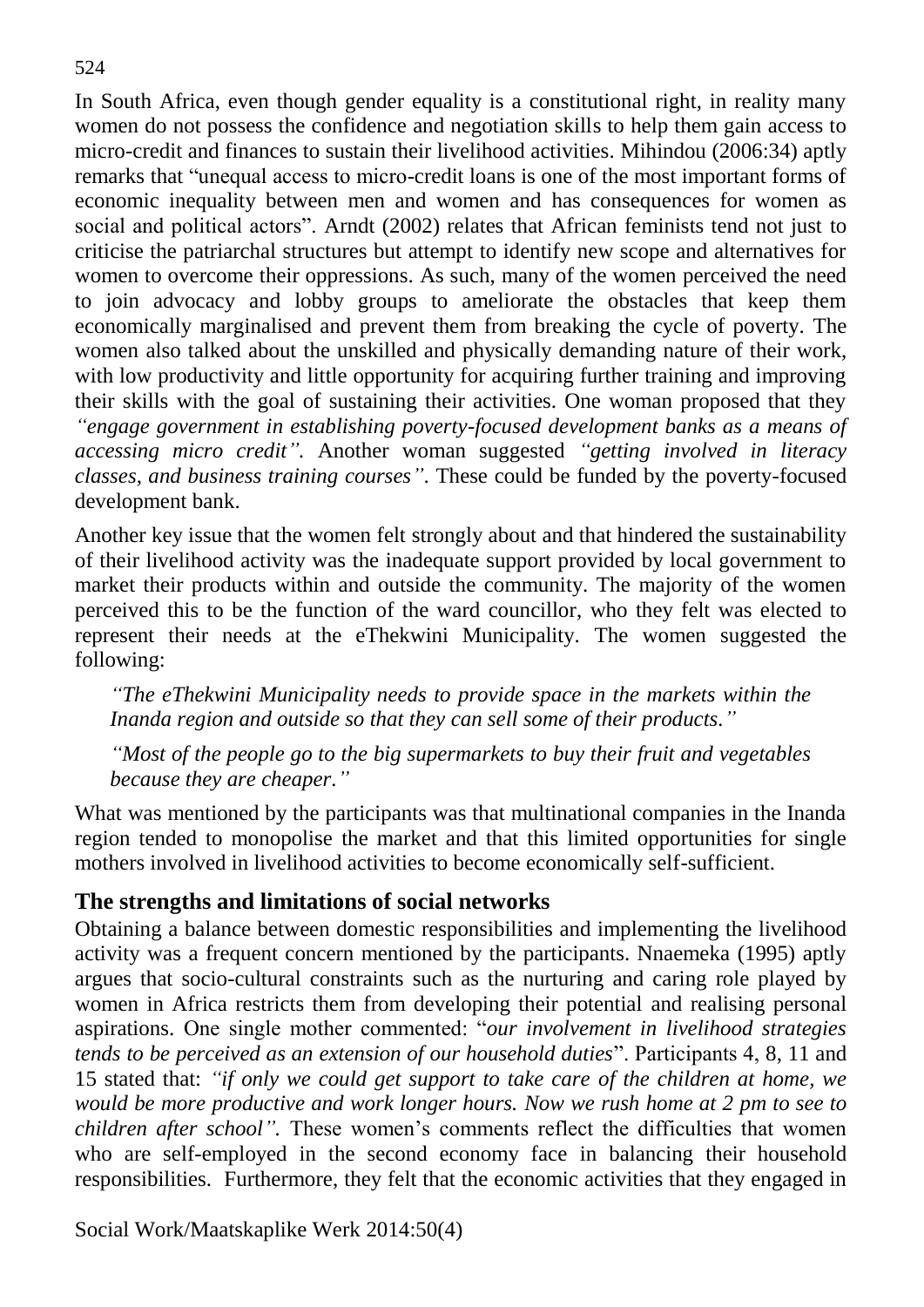In South Africa, even though gender equality is a constitutional right, in reality many women do not possess the confidence and negotiation skills to help them gain access to micro-credit and finances to sustain their livelihood activities. Mihindou (2006:34) aptly remarks that "unequal access to micro-credit loans is one of the most important forms of economic inequality between men and women and has consequences for women as social and political actors". Arndt (2002) relates that African feminists tend not just to criticise the patriarchal structures but attempt to identify new scope and alternatives for women to overcome their oppressions. As such, many of the women perceived the need to join advocacy and lobby groups to ameliorate the obstacles that keep them economically marginalised and prevent them from breaking the cycle of poverty. The women also talked about the unskilled and physically demanding nature of their work, with low productivity and little opportunity for acquiring further training and improving their skills with the goal of sustaining their activities. One woman proposed that they *"engage government in establishing poverty-focused development banks as a means of accessing micro credit"*. Another woman suggested *"getting involved in literacy classes, and business training courses"*. These could be funded by the poverty-focused development bank.

Another key issue that the women felt strongly about and that hindered the sustainability of their livelihood activity was the inadequate support provided by local government to market their products within and outside the community. The majority of the women perceived this to be the function of the ward councillor, who they felt was elected to represent their needs at the eThekwini Municipality. The women suggested the following:

> *"The eThekwini Municipality needs to provide space in the markets within the Inanda region and outside so that they can sell some of their products."*
>
> *"Most of the people go to the big supermarkets to buy their fruit and vegetables because they are cheaper."*

What was mentioned by the participants was that multinational companies in the Inanda region tended to monopolise the market and that this limited opportunities for single mothers involved in livelihood activities to become economically self-sufficient.

## The strengths and limitations of social networks

Obtaining a balance between domestic responsibilities and implementing the livelihood activity was a frequent concern mentioned by the participants. Nnaemeka (1995) aptly argues that socio-cultural constraints such as the nurturing and caring role played by women in Africa restricts them from developing their potential and realising personal aspirations. One single mother commented: "*our involvement in livelihood strategies tends to be perceived as an extension of our household duties*". Participants 4, 8, 11 and 15 stated that: *"if only we could get support to take care of the children at home, we would be more productive and work longer hours. Now we rush home at 2 pm to see to children after school"*. These women's comments reflect the difficulties that women who are self-employed in the second economy face in balancing their household responsibilities. Furthermore, they felt that the economic activities that they engaged in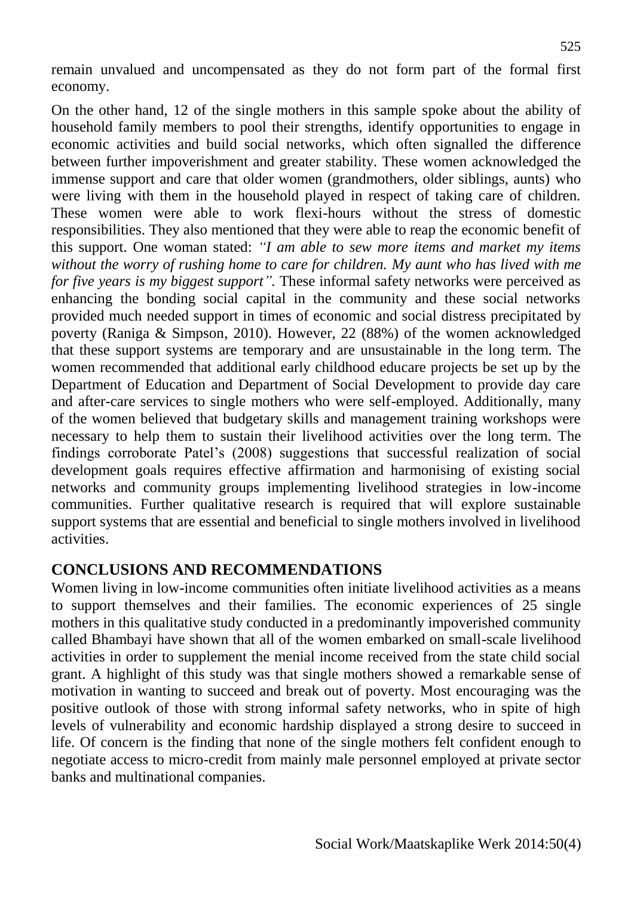remain unvalued and uncompensated as they do not form part of the formal first economy.

On the other hand, 12 of the single mothers in this sample spoke about the ability of household family members to pool their strengths, identify opportunities to engage in economic activities and build social networks, which often signalled the difference between further impoverishment and greater stability. These women acknowledged the immense support and care that older women (grandmothers, older siblings, aunts) who were living with them in the household played in respect of taking care of children. These women were able to work flexi-hours without the stress of domestic responsibilities. They also mentioned that they were able to reap the economic benefit of this support. One woman stated: *"I am able to sew more items and market my items without the worry of rushing home to care for children. My aunt who has lived with me for five years is my biggest support".* These informal safety networks were perceived as enhancing the bonding social capital in the community and these social networks provided much needed support in times of economic and social distress precipitated by poverty (Raniga & Simpson, 2010). However, 22 (88%) of the women acknowledged that these support systems are temporary and are unsustainable in the long term. The women recommended that additional early childhood educare projects be set up by the Department of Education and Department of Social Development to provide day care and after-care services to single mothers who were self-employed. Additionally, many of the women believed that budgetary skills and management training workshops were necessary to help them to sustain their livelihood activities over the long term. The findings corroborate Patel's (2008) suggestions that successful realization of social development goals requires effective affirmation and harmonising of existing social networks and community groups implementing livelihood strategies in low-income communities. Further qualitative research is required that will explore sustainable support systems that are essential and beneficial to single mothers involved in livelihood activities.

## CONCLUSIONS AND RECOMMENDATIONS

Women living in low-income communities often initiate livelihood activities as a means to support themselves and their families. The economic experiences of 25 single mothers in this qualitative study conducted in a predominantly impoverished community called Bhambayi have shown that all of the women embarked on small-scale livelihood activities in order to supplement the menial income received from the state child social grant. A highlight of this study was that single mothers showed a remarkable sense of motivation in wanting to succeed and break out of poverty. Most encouraging was the positive outlook of those with strong informal safety networks, who in spite of high levels of vulnerability and economic hardship displayed a strong desire to succeed in life. Of concern is the finding that none of the single mothers felt confident enough to negotiate access to micro-credit from mainly male personnel employed at private sector banks and multinational companies.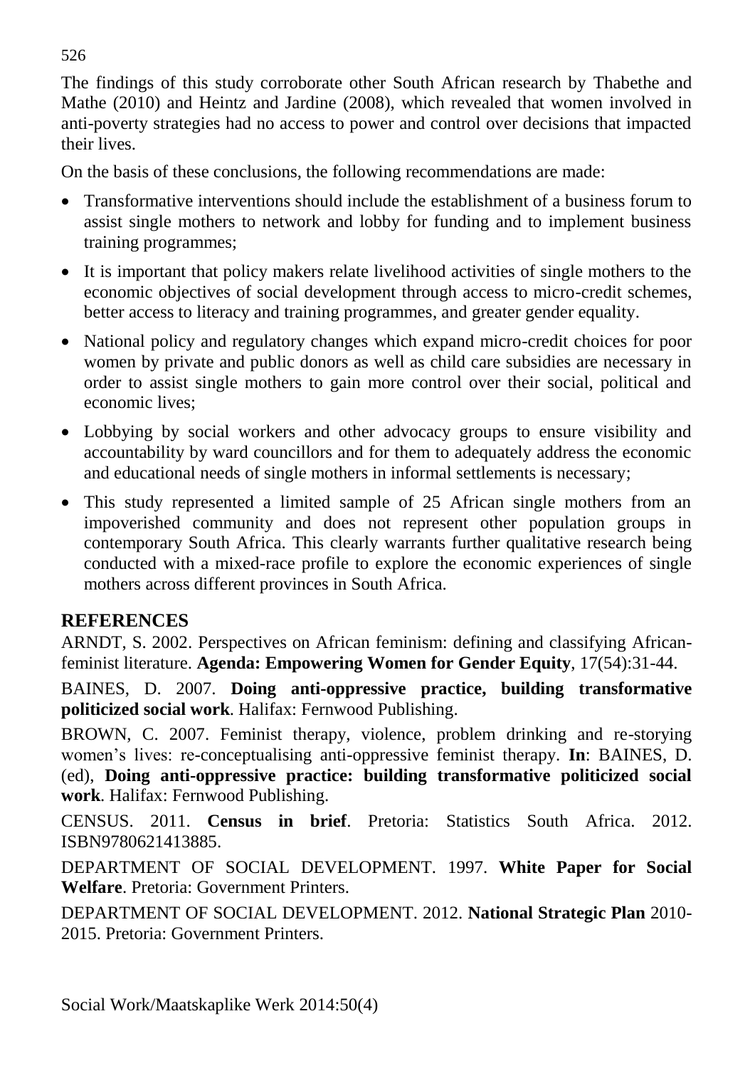The findings of this study corroborate other South African research by Thabethe and Mathe (2010) and Heintz and Jardine (2008), which revealed that women involved in anti-poverty strategies had no access to power and control over decisions that impacted their lives.

On the basis of these conclusions, the following recommendations are made:

- Transformative interventions should include the establishment of a business forum to assist single mothers to network and lobby for funding and to implement business training programmes;
- It is important that policy makers relate livelihood activities of single mothers to the economic objectives of social development through access to micro-credit schemes, better access to literacy and training programmes, and greater gender equality.
- National policy and regulatory changes which expand micro-credit choices for poor women by private and public donors as well as child care subsidies are necessary in order to assist single mothers to gain more control over their social, political and economic lives;
- Lobbying by social workers and other advocacy groups to ensure visibility and accountability by ward councillors and for them to adequately address the economic and educational needs of single mothers in informal settlements is necessary;
- This study represented a limited sample of 25 African single mothers from an impoverished community and does not represent other population groups in contemporary South Africa. This clearly warrants further qualitative research being conducted with a mixed-race profile to explore the economic experiences of single mothers across different provinces in South Africa.

## REFERENCES

ARNDT, S. 2002. Perspectives on African feminism: defining and classifying African-feminist literature. **Agenda: Empowering Women for Gender Equity**, 17(54):31-44.

BAINES, D. 2007. **Doing anti-oppressive practice, building transformative politicized social work**. Halifax: Fernwood Publishing.

BROWN, C. 2007. Feminist therapy, violence, problem drinking and re-storying women's lives: re-conceptualising anti-oppressive feminist therapy. **In**: BAINES, D. (ed), **Doing anti-oppressive practice: building transformative politicized social work**. Halifax: Fernwood Publishing.

CENSUS. 2011. **Census in brief**. Pretoria: Statistics South Africa. 2012. ISBN9780621413885.

DEPARTMENT OF SOCIAL DEVELOPMENT. 1997. **White Paper for Social Welfare**. Pretoria: Government Printers.

DEPARTMENT OF SOCIAL DEVELOPMENT. 2012. **National Strategic Plan** 2010-2015. Pretoria: Government Printers.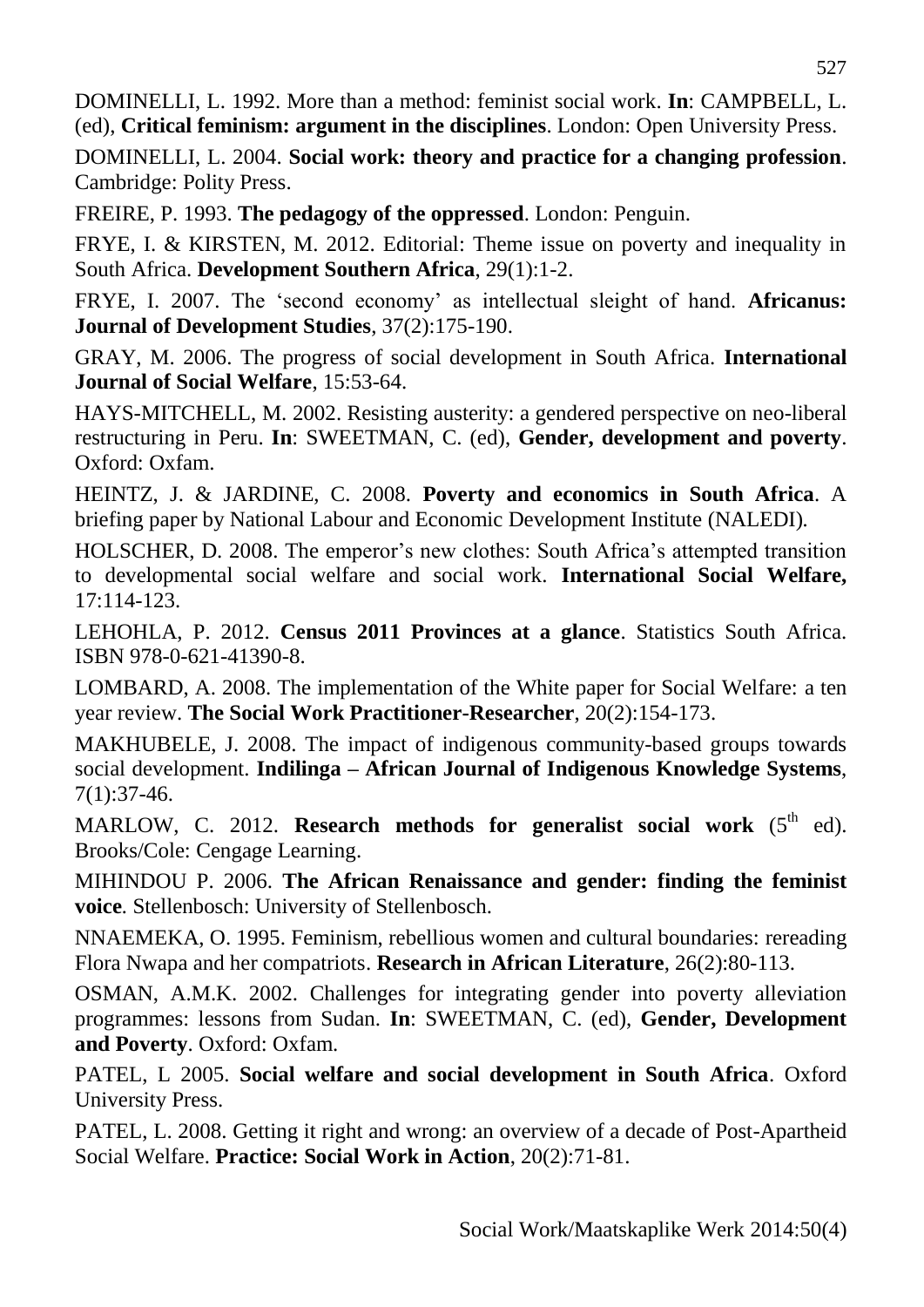DOMINELLI, L. 1992. More than a method: feminist social work. **In**: CAMPBELL, L. (ed), **Critical feminism: argument in the disciplines**. London: Open University Press.

DOMINELLI, L. 2004. **Social work: theory and practice for a changing profession**. Cambridge: Polity Press.

FREIRE, P. 1993. **The pedagogy of the oppressed**. London: Penguin.

FRYE, I. & KIRSTEN, M. 2012. Editorial: Theme issue on poverty and inequality in South Africa. **Development Southern Africa**, 29(1):1-2.

FRYE, I. 2007. The 'second economy' as intellectual sleight of hand. **Africanus: Journal of Development Studies**, 37(2):175-190.

GRAY, M. 2006. The progress of social development in South Africa. **International Journal of Social Welfare**, 15:53-64.

HAYS-MITCHELL, M. 2002. Resisting austerity: a gendered perspective on neo-liberal restructuring in Peru. **In**: SWEETMAN, C. (ed), **Gender, development and poverty**. Oxford: Oxfam.

HEINTZ, J. & JARDINE, C. 2008. **Poverty and economics in South Africa**. A briefing paper by National Labour and Economic Development Institute (NALEDI).

HOLSCHER, D. 2008. The emperor's new clothes: South Africa's attempted transition to developmental social welfare and social work. **International Social Welfare,** 17:114-123.

LEHOHLA, P. 2012. **Census 2011 Provinces at a glance**. Statistics South Africa. ISBN 978-0-621-41390-8.

LOMBARD, A. 2008. The implementation of the White paper for Social Welfare: a ten year review. **The Social Work Practitioner-Researcher**, 20(2):154-173.

MAKHUBELE, J. 2008. The impact of indigenous community-based groups towards social development. **Indilinga – African Journal of Indigenous Knowledge Systems**, 7(1):37-46.

MARLOW, C. 2012. **Research methods for generalist social work** (5th ed). Brooks/Cole: Cengage Learning.

MIHINDOU P. 2006. **The African Renaissance and gender: finding the feminist voice**. Stellenbosch: University of Stellenbosch.

NNAEMEKA, O. 1995. Feminism, rebellious women and cultural boundaries: rereading Flora Nwapa and her compatriots. **Research in African Literature**, 26(2):80-113.

OSMAN, A.M.K. 2002. Challenges for integrating gender into poverty alleviation programmes: lessons from Sudan. **In**: SWEETMAN, C. (ed), **Gender, Development and Poverty**. Oxford: Oxfam.

PATEL, L 2005. **Social welfare and social development in South Africa**. Oxford University Press.

PATEL, L. 2008. Getting it right and wrong: an overview of a decade of Post-Apartheid Social Welfare. **Practice: Social Work in Action**, 20(2):71-81.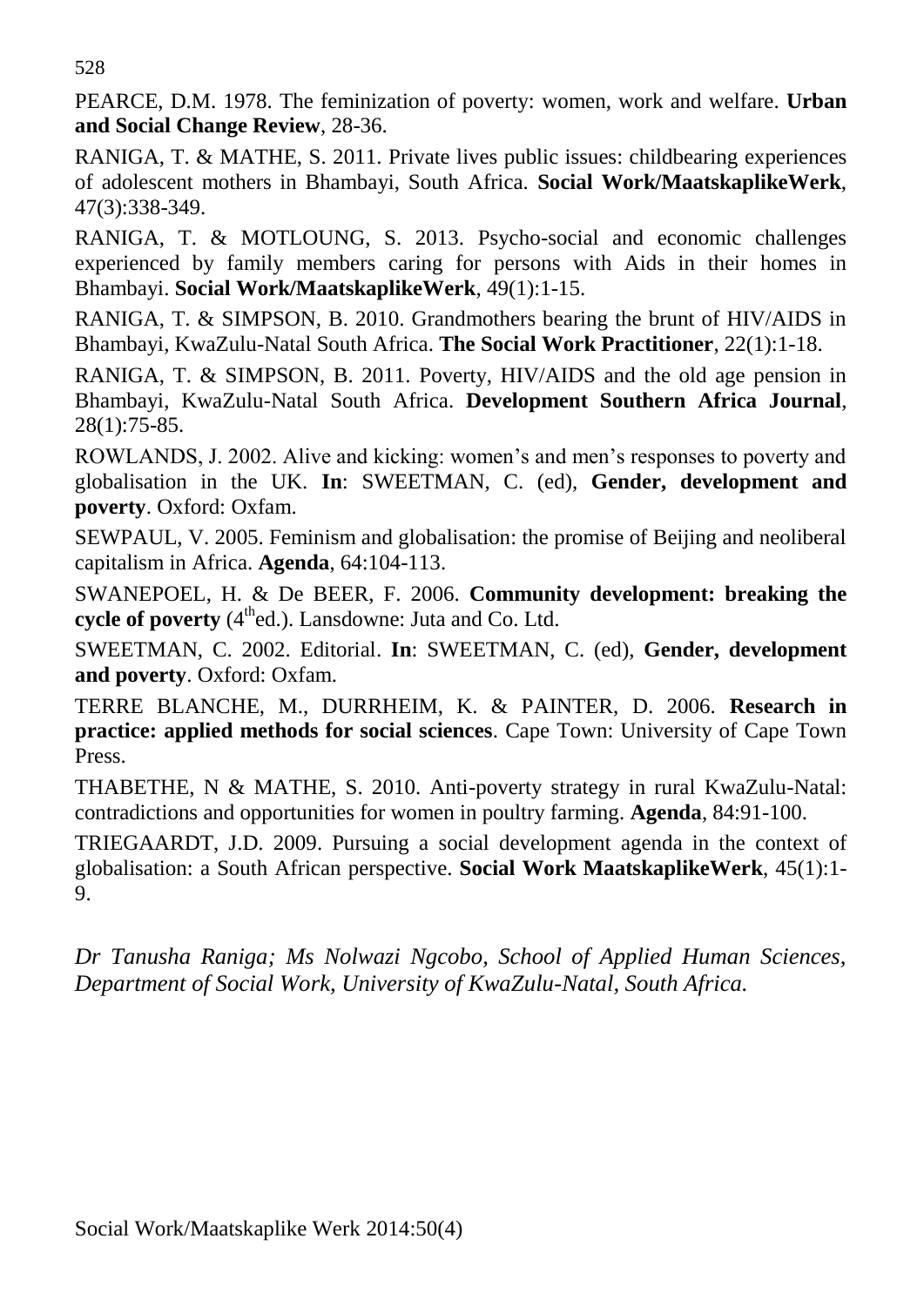PEARCE, D.M. 1978. The feminization of poverty: women, work and welfare. **Urban and Social Change Review**, 28-36.

RANIGA, T. & MATHE, S. 2011. Private lives public issues: childbearing experiences of adolescent mothers in Bhambayi, South Africa. **Social Work/MaatskaplikeWerk**, 47(3):338-349.

RANIGA, T. & MOTLOUNG, S. 2013. Psycho-social and economic challenges experienced by family members caring for persons with Aids in their homes in Bhambayi. **Social Work/MaatskaplikeWerk**, 49(1):1-15.

RANIGA, T. & SIMPSON, B. 2010. Grandmothers bearing the brunt of HIV/AIDS in Bhambayi, KwaZulu-Natal South Africa. **The Social Work Practitioner**, 22(1):1-18.

RANIGA, T. & SIMPSON, B. 2011. Poverty, HIV/AIDS and the old age pension in Bhambayi, KwaZulu-Natal South Africa. **Development Southern Africa Journal**, 28(1):75-85.

ROWLANDS, J. 2002. Alive and kicking: women's and men's responses to poverty and globalisation in the UK. **In**: SWEETMAN, C. (ed), **Gender, development and poverty**. Oxford: Oxfam.

SEWPAUL, V. 2005. Feminism and globalisation: the promise of Beijing and neoliberal capitalism in Africa. **Agenda**, 64:104-113.

SWANEPOEL, H. & De BEER, F. 2006. **Community development: breaking the cycle of poverty** (4thed.). Lansdowne: Juta and Co. Ltd.

SWEETMAN, C. 2002. Editorial. **In**: SWEETMAN, C. (ed), **Gender, development and poverty**. Oxford: Oxfam.

TERRE BLANCHE, M., DURRHEIM, K. & PAINTER, D. 2006. **Research in practice: applied methods for social sciences**. Cape Town: University of Cape Town Press.

THABETHE, N & MATHE, S. 2010. Anti-poverty strategy in rural KwaZulu-Natal: contradictions and opportunities for women in poultry farming. **Agenda**, 84:91-100.

TRIEGAARDT, J.D. 2009. Pursuing a social development agenda in the context of globalisation: a South African perspective. **Social Work MaatskaplikeWerk**, 45(1):1-9.

*Dr Tanusha Raniga; Ms Nolwazi Ngcobo, School of Applied Human Sciences, Department of Social Work, University of KwaZulu-Natal, South Africa.*